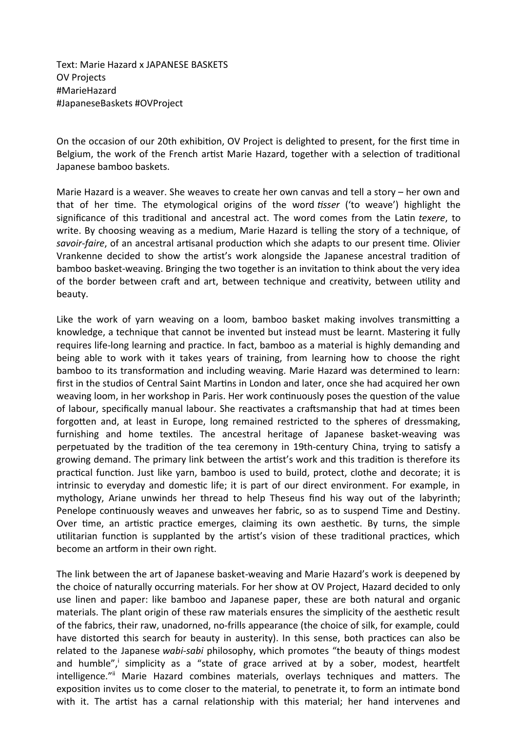Text: Marie Hazard x JAPANESE BASKETS
OV Projects
#MarieHazard
#JapaneseBaskets #OVProject

On the occasion of our 20th exhibition, OV Project is delighted to present, for the first time in Belgium, the work of the French artist Marie Hazard, together with a selection of traditional Japanese bamboo baskets.

Marie Hazard is a weaver. She weaves to create her own canvas and tell a story – her own and that of her time. The etymological origins of the word *tisser* ('to weave') highlight the significance of this traditional and ancestral act. The word comes from the Latin *texere*, to write. By choosing weaving as a medium, Marie Hazard is telling the story of a technique, of *savoir-faire*, of an ancestral artisanal production which she adapts to our present time. Olivier Vrankenne decided to show the artist's work alongside the Japanese ancestral tradition of bamboo basket-weaving. Bringing the two together is an invitation to think about the very idea of the border between craft and art, between technique and creativity, between utility and beauty.

Like the work of yarn weaving on a loom, bamboo basket making involves transmitting a knowledge, a technique that cannot be invented but instead must be learnt. Mastering it fully requires life-long learning and practice. In fact, bamboo as a material is highly demanding and being able to work with it takes years of training, from learning how to choose the right bamboo to its transformation and including weaving. Marie Hazard was determined to learn: first in the studios of Central Saint Martins in London and later, once she had acquired her own weaving loom, in her workshop in Paris. Her work continuously poses the question of the value of labour, specifically manual labour. She reactivates a craftsmanship that had at times been forgotten and, at least in Europe, long remained restricted to the spheres of dressmaking, furnishing and home textiles. The ancestral heritage of Japanese basket-weaving was perpetuated by the tradition of the tea ceremony in 19th-century China, trying to satisfy a growing demand. The primary link between the artist's work and this tradition is therefore its practical function. Just like yarn, bamboo is used to build, protect, clothe and decorate; it is intrinsic to everyday and domestic life; it is part of our direct environment. For example, in mythology, Ariane unwinds her thread to help Theseus find his way out of the labyrinth; Penelope continuously weaves and unweaves her fabric, so as to suspend Time and Destiny. Over time, an artistic practice emerges, claiming its own aesthetic. By turns, the simple utilitarian function is supplanted by the artist's vision of these traditional practices, which become an artform in their own right.

The link between the art of Japanese basket-weaving and Marie Hazard's work is deepened by the choice of naturally occurring materials. For her show at OV Project, Hazard decided to only use linen and paper: like bamboo and Japanese paper, these are both natural and organic materials. The plant origin of these raw materials ensures the simplicity of the aesthetic result of the fabrics, their raw, unadorned, no-frills appearance (the choice of silk, for example, could have distorted this search for beauty in austerity). In this sense, both practices can also be related to the Japanese *wabi-sabi* philosophy, which promotes "the beauty of things modest and humble",[i] simplicity as a "state of grace arrived at by a sober, modest, heartfelt intelligence."[ii] Marie Hazard combines materials, overlays techniques and matters. The exposition invites us to come closer to the material, to penetrate it, to form an intimate bond with it. The artist has a carnal relationship with this material; her hand intervenes and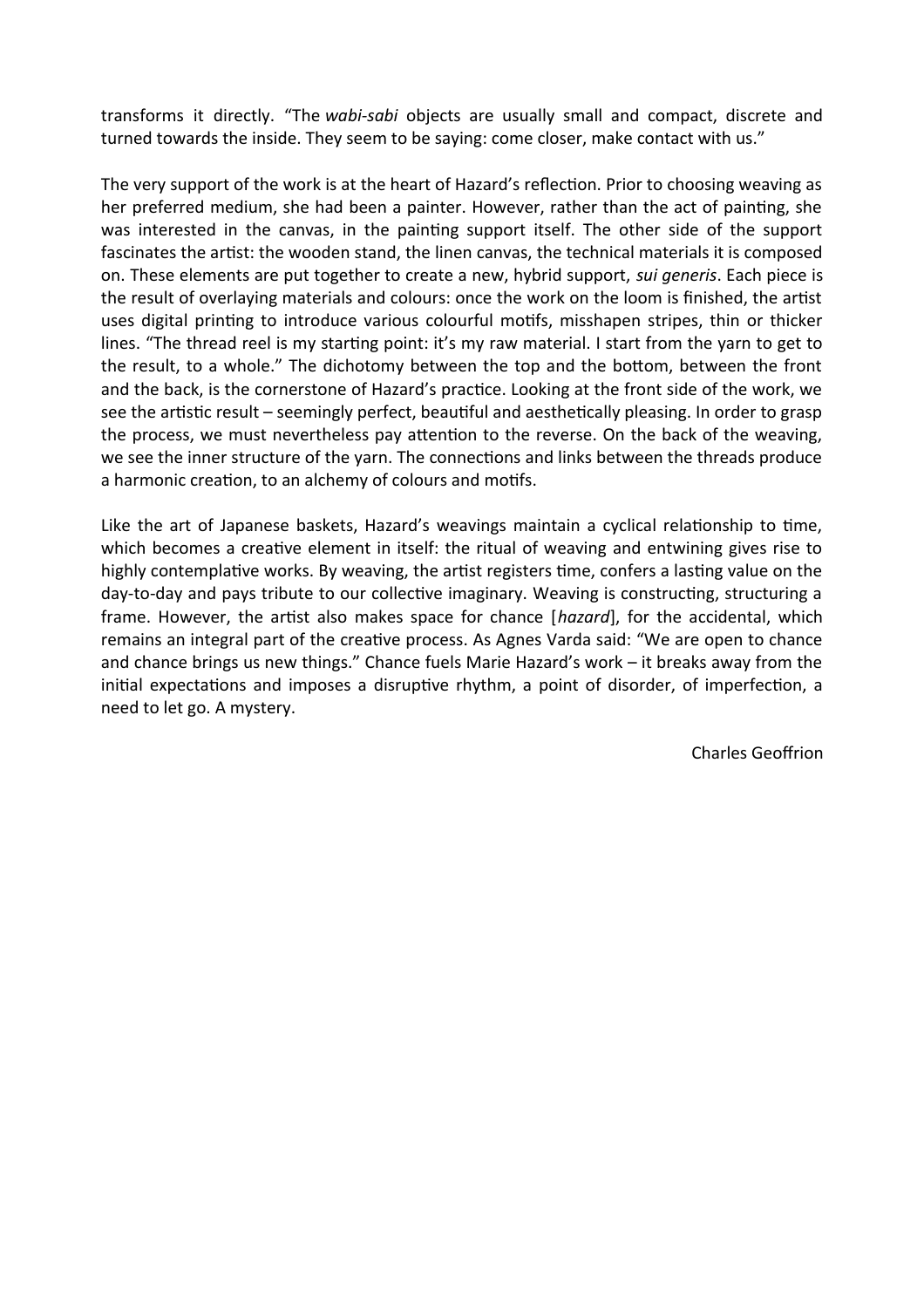transforms it directly. “The *wabi-sabi* objects are usually small and compact, discrete and turned towards the inside. They seem to be saying: come closer, make contact with us.”

The very support of the work is at the heart of Hazard’s reflection. Prior to choosing weaving as her preferred medium, she had been a painter. However, rather than the act of painting, she was interested in the canvas, in the painting support itself. The other side of the support fascinates the artist: the wooden stand, the linen canvas, the technical materials it is composed on. These elements are put together to create a new, hybrid support, *sui generis*. Each piece is the result of overlaying materials and colours: once the work on the loom is finished, the artist uses digital printing to introduce various colourful motifs, misshapen stripes, thin or thicker lines. “The thread reel is my starting point: it’s my raw material. I start from the yarn to get to the result, to a whole.” The dichotomy between the top and the bottom, between the front and the back, is the cornerstone of Hazard’s practice. Looking at the front side of the work, we see the artistic result – seemingly perfect, beautiful and aesthetically pleasing. In order to grasp the process, we must nevertheless pay attention to the reverse. On the back of the weaving, we see the inner structure of the yarn. The connections and links between the threads produce a harmonic creation, to an alchemy of colours and motifs.

Like the art of Japanese baskets, Hazard’s weavings maintain a cyclical relationship to time, which becomes a creative element in itself: the ritual of weaving and entwining gives rise to highly contemplative works. By weaving, the artist registers time, confers a lasting value on the day-to-day and pays tribute to our collective imaginary. Weaving is constructing, structuring a frame. However, the artist also makes space for chance [*hazard*], for the accidental, which remains an integral part of the creative process. As Agnes Varda said: “We are open to chance and chance brings us new things.” Chance fuels Marie Hazard’s work – it breaks away from the initial expectations and imposes a disruptive rhythm, a point of disorder, of imperfection, a need to let go. A mystery.

Charles Geoffrion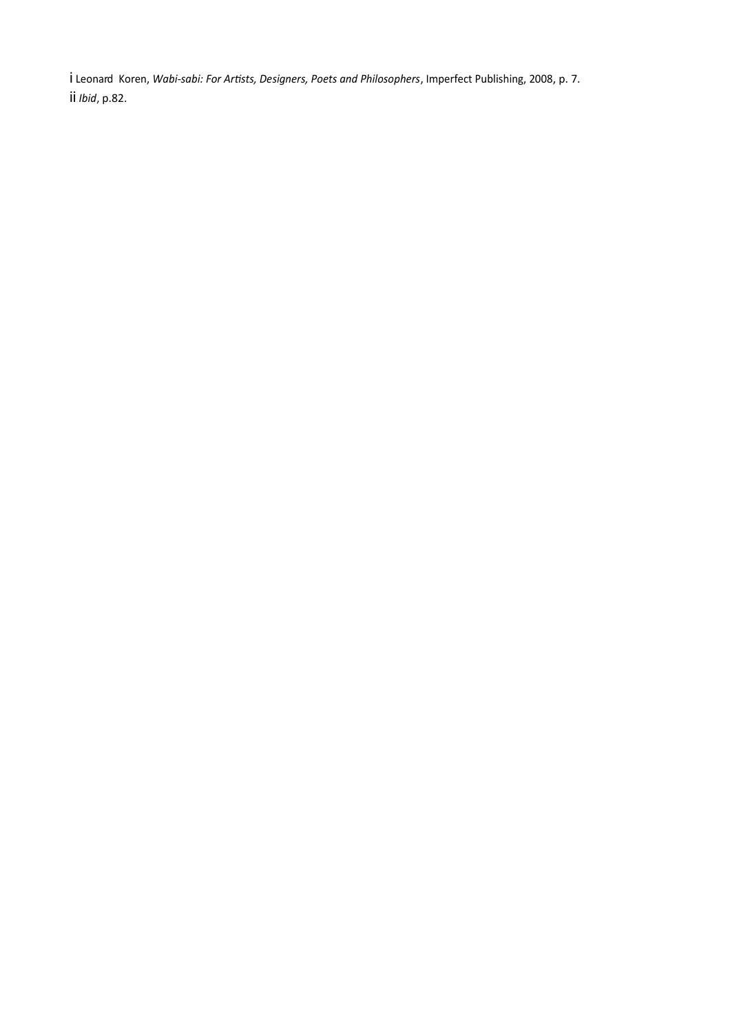i Leonard Koren, *Wabi-sabi: For Artists, Designers, Poets and Philosophers*, Imperfect Publishing, 2008, p. 7.
ii *Ibid*, p.82.